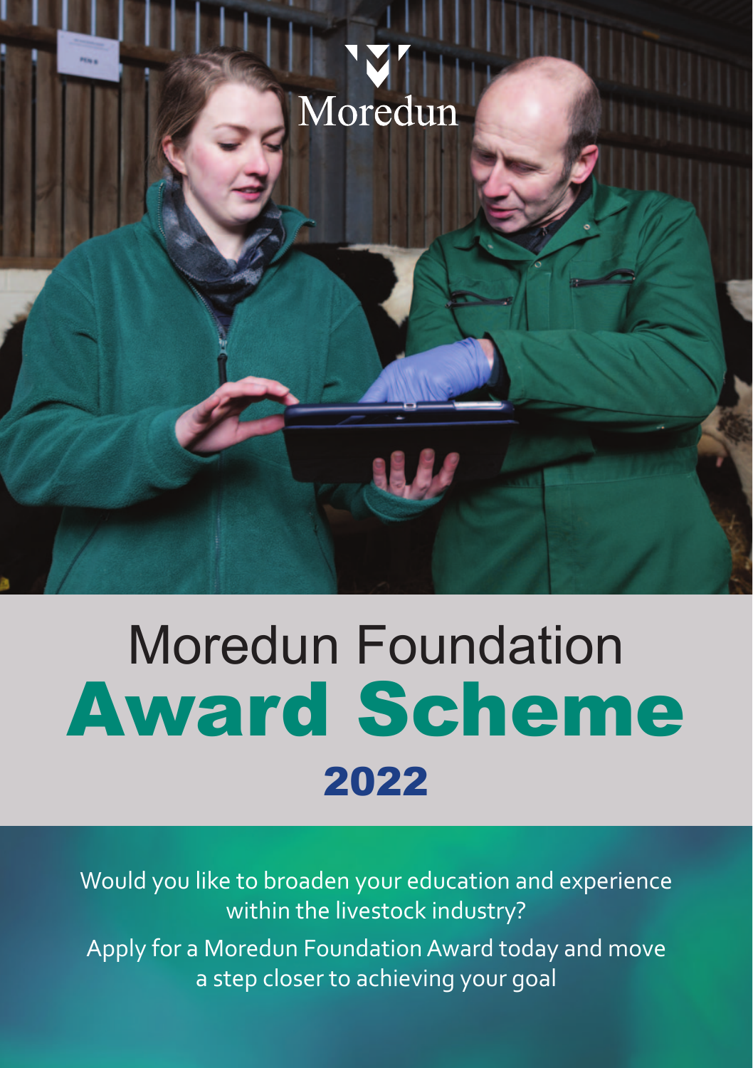Moredun

# Moredun Foundation Award Scheme 2022

Would you like to broaden your education and experience within the livestock industry?

Apply for a Moredun Foundation Award today and move a step closer to achieving your goal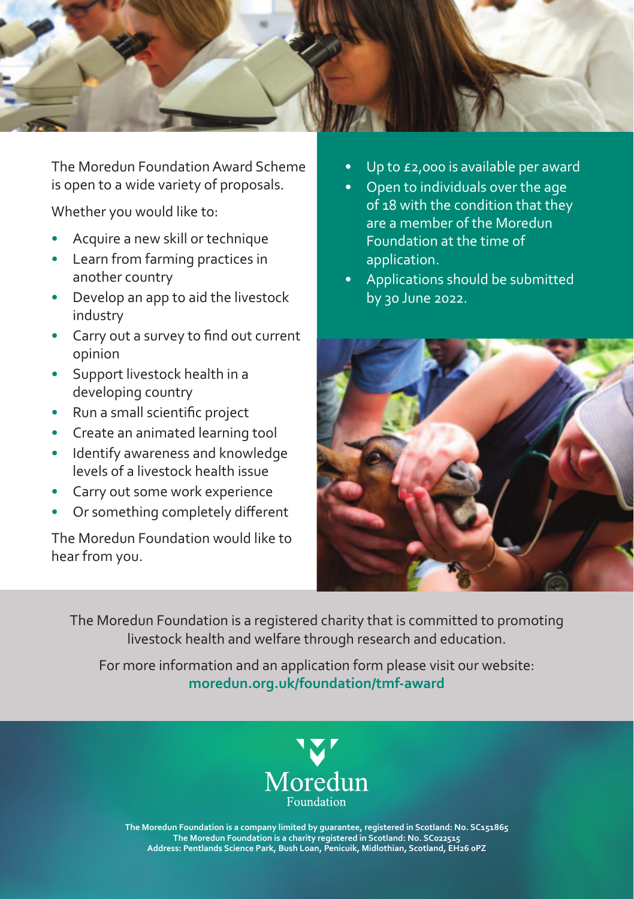The Moredun Foundation Award Scheme is open to a wide variety of proposals.

Whether you would like to:

- Acquire a new skill or technique
- Learn from farming practices in another country
- Develop an app to aid the livestock industry
- Carry out a survey to find out current opinion
- Support livestock health in a developing country
- Run a small scientific project
- Create an animated learning tool
- Identify awareness and knowledge levels of a livestock health issue
- Carry out some work experience
- Or something completely different

The Moredun Foundation would like to hear from you.

- Up to £2,000 is available per award
- Open to individuals over the age of 18 with the condition that they are a member of the Moredun Foundation at the time of application.
- Applications should be submitted by 30 June 2022.

The Moredun Foundation is a registered charity that is committed to promoting livestock health and welfare through research and education.

For more information and an application form please visit our website:
**moredun.org.uk/foundation/tmf-award**

Moredun
Foundation

**The Moredun Foundation is a company limited by guarantee, registered in Scotland: No. SC151865**
**The Moredun Foundation is a charity registered in Scotland: No. SC022515**
**Address: Pentlands Science Park, Bush Loan, Penicuik, Midlothian, Scotland, EH26 0PZ**